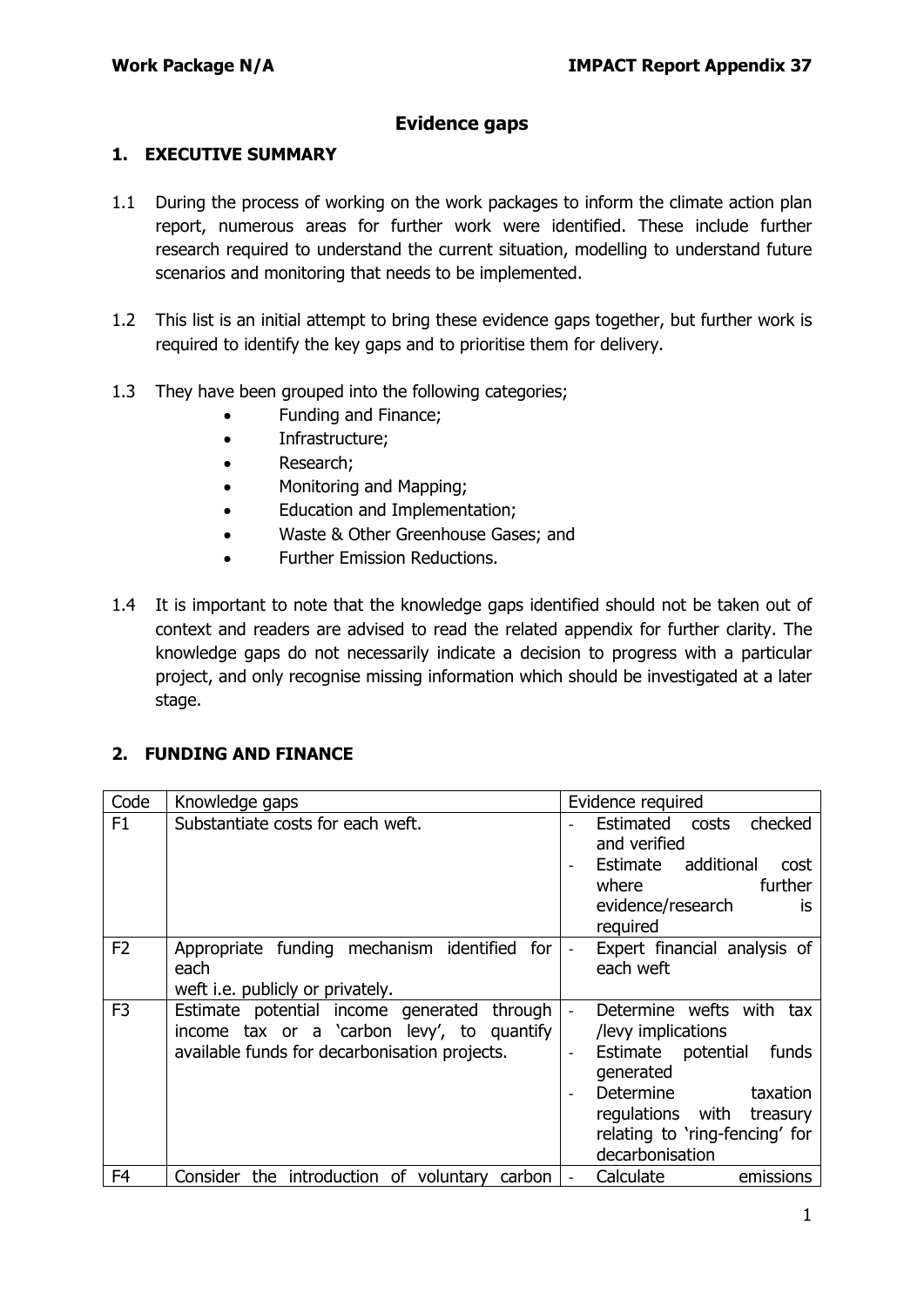# Evidence gaps

## 1. EXECUTIVE SUMMARY

1.1 During the process of working on the work packages to inform the climate action plan report, numerous areas for further work were identified. These include further research required to understand the current situation, modelling to understand future scenarios and monitoring that needs to be implemented.

1.2 This list is an initial attempt to bring these evidence gaps together, but further work is required to identify the key gaps and to prioritise them for delivery.

1.3 They have been grouped into the following categories;

- Funding and Finance;
- Infrastructure;
- Research;
- Monitoring and Mapping;
- Education and Implementation;
- Waste & Other Greenhouse Gases; and
- Further Emission Reductions.

1.4 It is important to note that the knowledge gaps identified should not be taken out of context and readers are advised to read the related appendix for further clarity. The knowledge gaps do not necessarily indicate a decision to progress with a particular project, and only recognise missing information which should be investigated at a later stage.

## 2. FUNDING AND FINANCE

| Code | Knowledge gaps | Evidence required |
|---|---|---|
| F1 | Substantiate costs for each weft. | - Estimated costs checked and verified<br>- Estimate additional cost where further evidence/research is required |
| F2 | Appropriate funding mechanism identified for each weft i.e. publicly or privately. | - Expert financial analysis of each weft |
| F3 | Estimate potential income generated through income tax or a 'carbon levy', to quantify available funds for decarbonisation projects. | - Determine wefts with tax /levy implications<br>- Estimate potential funds generated<br>- Determine taxation regulations with treasury relating to 'ring-fencing' for decarbonisation |
| F4 | Consider the introduction of voluntary carbon | - Calculate emissions |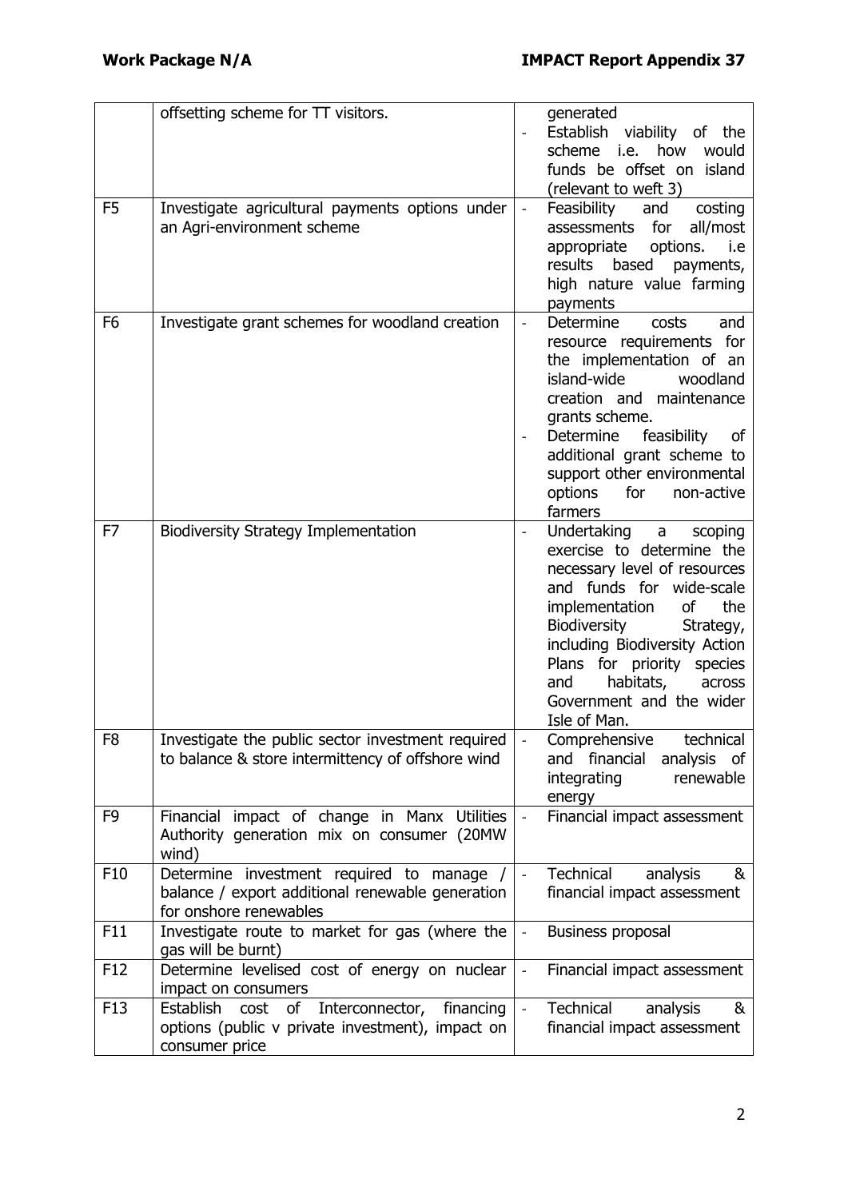| | | |
|---|---|---|
| | offsetting scheme for TT visitors. | generated<br>- Establish viability of the scheme i.e. how would funds be offset on island (relevant to weft 3) |
| F5 | Investigate agricultural payments options under an Agri-environment scheme | - Feasibility and costing assessments for all/most appropriate options. i.e results based payments, high nature value farming payments |
| F6 | Investigate grant schemes for woodland creation | - Determine costs and resource requirements for the implementation of an island-wide woodland creation and maintenance grants scheme.<br>- Determine feasibility of additional grant scheme to support other environmental options for non-active farmers |
| F7 | Biodiversity Strategy Implementation | - Undertaking a scoping exercise to determine the necessary level of resources and funds for wide-scale implementation of the Biodiversity Strategy, including Biodiversity Action Plans for priority species and habitats, across Government and the wider Isle of Man. |
| F8 | Investigate the public sector investment required to balance & store intermittency of offshore wind | - Comprehensive technical and financial analysis of integrating renewable energy |
| F9 | Financial impact of change in Manx Utilities Authority generation mix on consumer (20MW wind) | - Financial impact assessment |
| F10 | Determine investment required to manage / balance / export additional renewable generation for onshore renewables | - Technical analysis & financial impact assessment |
| F11 | Investigate route to market for gas (where the gas will be burnt) | - Business proposal |
| F12 | Determine levelised cost of energy on nuclear impact on consumers | - Financial impact assessment |
| F13 | Establish cost of Interconnector, financing options (public v private investment), impact on consumer price | - Technical analysis & financial impact assessment |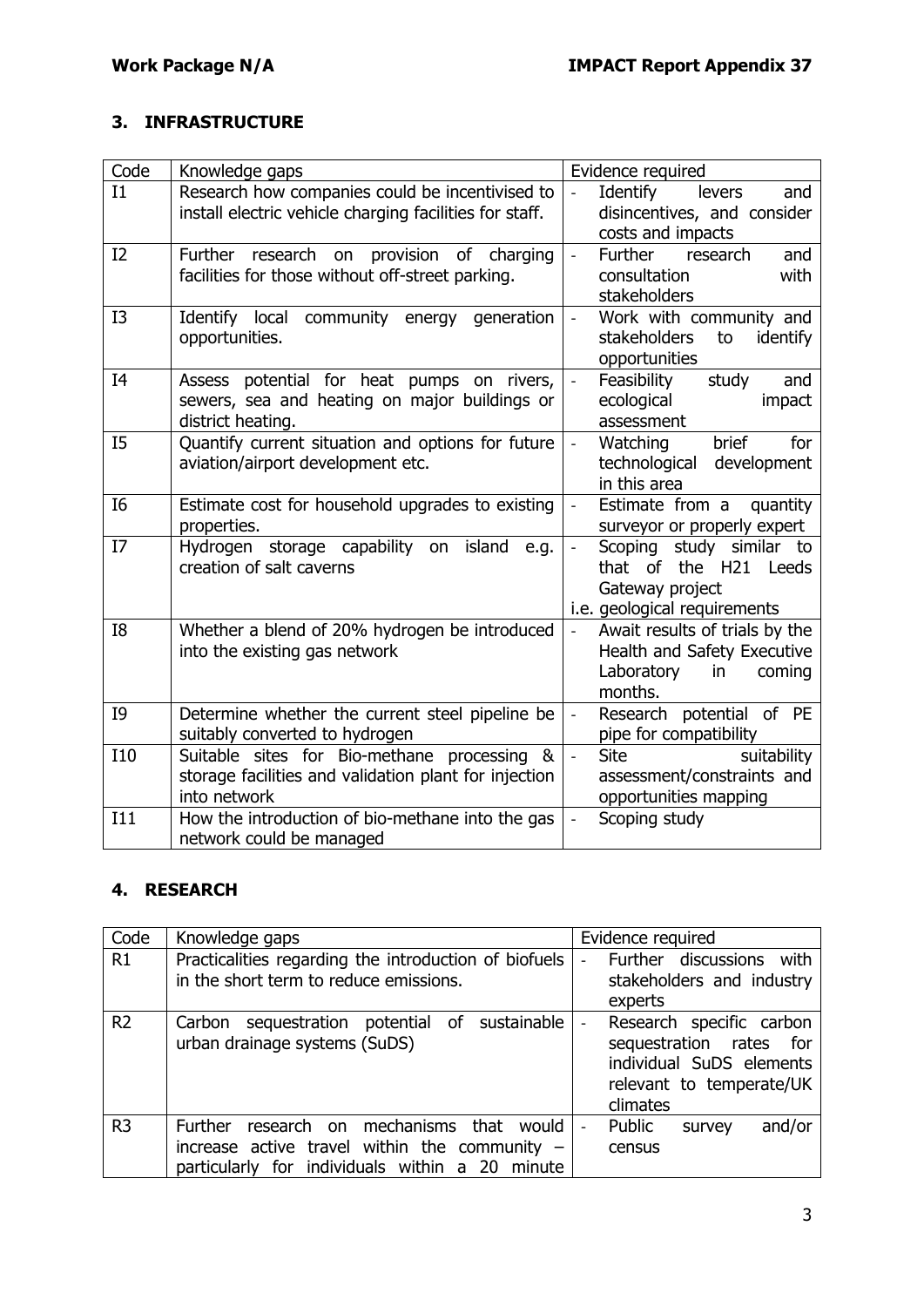## 3. INFRASTRUCTURE

| Code | Knowledge gaps | Evidence required |
|---|---|---|
| I1 | Research how companies could be incentivised to install electric vehicle charging facilities for staff. | - Identify levers and disincentives, and consider costs and impacts |
| I2 | Further research on provision of charging facilities for those without off-street parking. | - Further research and consultation with stakeholders |
| I3 | Identify local community energy generation opportunities. | - Work with community and stakeholders to identify opportunities |
| I4 | Assess potential for heat pumps on rivers, sewers, sea and heating on major buildings or district heating. | - Feasibility study and ecological impact assessment |
| I5 | Quantify current situation and options for future aviation/airport development etc. | - Watching brief for technological development in this area |
| I6 | Estimate cost for household upgrades to existing properties. | - Estimate from a quantity surveyor or properly expert |
| I7 | Hydrogen storage capability on island e.g. creation of salt caverns | - Scoping study similar to that of the H21 Leeds Gateway project<br>i.e. geological requirements |
| I8 | Whether a blend of 20% hydrogen be introduced into the existing gas network | - Await results of trials by the Health and Safety Executive Laboratory in coming months. |
| I9 | Determine whether the current steel pipeline be suitably converted to hydrogen | - Research potential of PE pipe for compatibility |
| I10 | Suitable sites for Bio-methane processing & storage facilities and validation plant for injection into network | - Site suitability assessment/constraints and opportunities mapping |
| I11 | How the introduction of bio-methane into the gas network could be managed | - Scoping study |

## 4. RESEARCH

| Code | Knowledge gaps | Evidence required |
|---|---|---|
| R1 | Practicalities regarding the introduction of biofuels in the short term to reduce emissions. | - Further discussions with stakeholders and industry experts |
| R2 | Carbon sequestration potential of sustainable urban drainage systems (SuDS) | - Research specific carbon sequestration rates for individual SuDS elements relevant to temperate/UK climates |
| R3 | Further research on mechanisms that would increase active travel within the community – particularly for individuals within a 20 minute | - Public survey and/or census |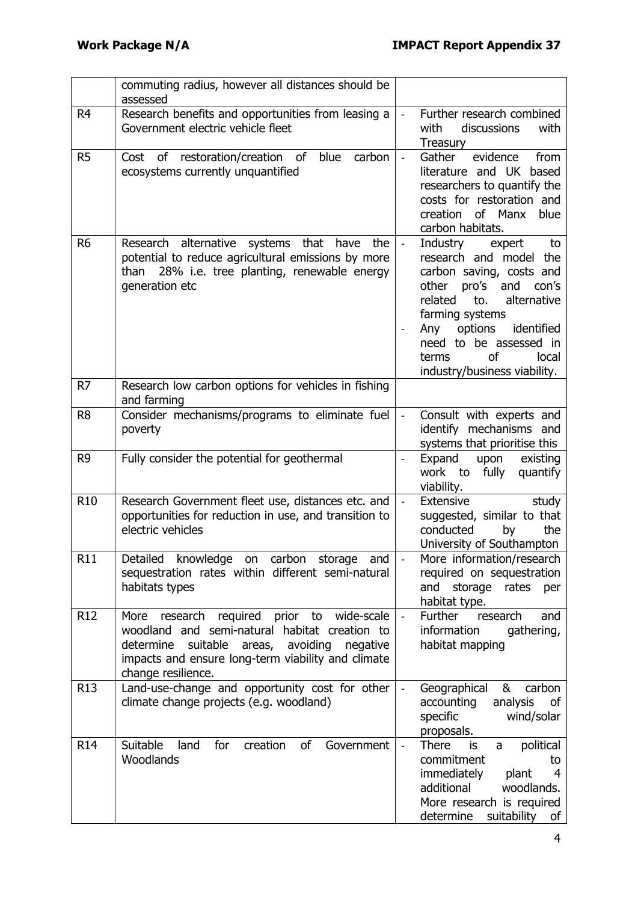| | | |
|---|---|---|
| | commuting radius, however all distances should be assessed | |
| R4 | Research benefits and opportunities from leasing a Government electric vehicle fleet | - Further research combined with discussions with Treasury |
| R5 | Cost of restoration/creation of blue carbon ecosystems currently unquantified | - Gather evidence from literature and UK based researchers to quantify the costs for restoration and creation of Manx blue carbon habitats. |
| R6 | Research alternative systems that have the potential to reduce agricultural emissions by more than 28% i.e. tree planting, renewable energy generation etc | - Industry expert to research and model the carbon saving, costs and other pro's and con's related to. alternative farming systems<br>- Any options identified need to be assessed in terms of local industry/business viability. |
| R7 | Research low carbon options for vehicles in fishing and farming | |
| R8 | Consider mechanisms/programs to eliminate fuel poverty | - Consult with experts and identify mechanisms and systems that prioritise this |
| R9 | Fully consider the potential for geothermal | - Expand upon existing work to fully quantify viability. |
| R10 | Research Government fleet use, distances etc. and opportunities for reduction in use, and transition to electric vehicles | - Extensive study suggested, similar to that conducted by the University of Southampton |
| R11 | Detailed knowledge on carbon storage and sequestration rates within different semi-natural habitats types | - More information/research required on sequestration and storage rates per habitat type. |
| R12 | More research required prior to wide-scale woodland and semi-natural habitat creation to determine suitable areas, avoiding negative impacts and ensure long-term viability and climate change resilience. | - Further research and information gathering, habitat mapping |
| R13 | Land-use-change and opportunity cost for other climate change projects (e.g. woodland) | - Geographical & carbon accounting analysis of specific wind/solar proposals. |
| R14 | Suitable land for creation of Government Woodlands | - There is a political commitment to immediately plant 4 additional woodlands. More research is required determine suitability of |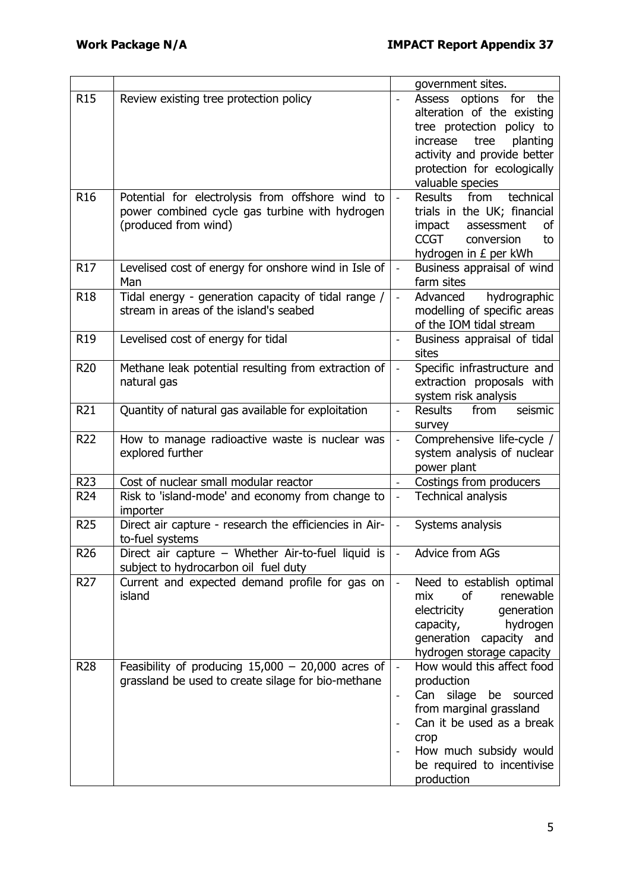| | | |
|---|---|---|
| | | government sites. |
| R15 | Review existing tree protection policy | - Assess options for the alteration of the existing tree protection policy to increase tree planting activity and provide better protection for ecologically valuable species |
| R16 | Potential for electrolysis from offshore wind to power combined cycle gas turbine with hydrogen (produced from wind) | - Results from technical trials in the UK; financial impact assessment of CCGT conversion to hydrogen in £ per kWh |
| R17 | Levelised cost of energy for onshore wind in Isle of Man | - Business appraisal of wind farm sites |
| R18 | Tidal energy - generation capacity of tidal range / stream in areas of the island's seabed | - Advanced hydrographic modelling of specific areas of the IOM tidal stream |
| R19 | Levelised cost of energy for tidal | - Business appraisal of tidal sites |
| R20 | Methane leak potential resulting from extraction of natural gas | - Specific infrastructure and extraction proposals with system risk analysis |
| R21 | Quantity of natural gas available for exploitation | - Results from seismic survey |
| R22 | How to manage radioactive waste is nuclear was explored further | - Comprehensive life-cycle / system analysis of nuclear power plant |
| R23 | Cost of nuclear small modular reactor | - Costings from producers |
| R24 | Risk to 'island-mode' and economy from change to importer | - Technical analysis |
| R25 | Direct air capture - research the efficiencies in Air-to-fuel systems | - Systems analysis |
| R26 | Direct air capture – Whether Air-to-fuel liquid is subject to hydrocarbon oil fuel duty | - Advice from AGs |
| R27 | Current and expected demand profile for gas on island | - Need to establish optimal mix of renewable electricity generation capacity, hydrogen generation capacity and hydrogen storage capacity |
| R28 | Feasibility of producing 15,000 – 20,000 acres of grassland be used to create silage for bio-methane | - How would this affect food production<br>- Can silage be sourced from marginal grassland<br>- Can it be used as a break crop<br>- How much subsidy would be required to incentivise production |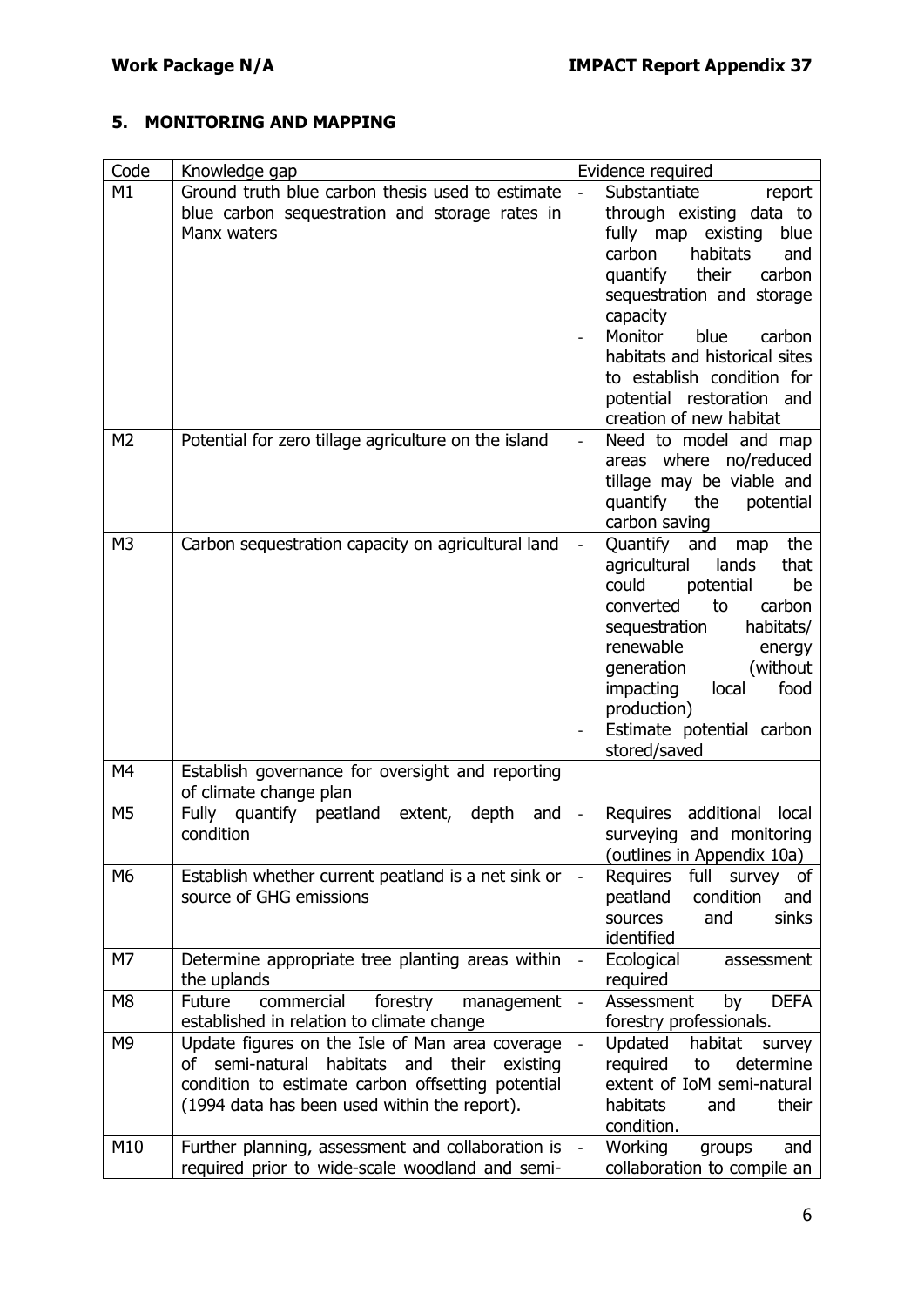## 5. MONITORING AND MAPPING

| Code | Knowledge gap | Evidence required |
|---|---|---|
| M1 | Ground truth blue carbon thesis used to estimate blue carbon sequestration and storage rates in Manx waters | - Substantiate report through existing data to fully map existing blue carbon habitats and quantify their carbon sequestration and storage capacity<br>- Monitor blue carbon habitats and historical sites to establish condition for potential restoration and creation of new habitat |
| M2 | Potential for zero tillage agriculture on the island | - Need to model and map areas where no/reduced tillage may be viable and quantify the potential carbon saving |
| M3 | Carbon sequestration capacity on agricultural land | - Quantify and map the agricultural lands that could potential be converted to carbon sequestration habitats/ renewable energy generation (without impacting local food production)<br>- Estimate potential carbon stored/saved |
| M4 | Establish governance for oversight and reporting of climate change plan | |
| M5 | Fully quantify peatland extent, depth and condition | - Requires additional local surveying and monitoring (outlines in Appendix 10a) |
| M6 | Establish whether current peatland is a net sink or source of GHG emissions | - Requires full survey of peatland condition and sources and sinks identified |
| M7 | Determine appropriate tree planting areas within the uplands | - Ecological assessment required |
| M8 | Future commercial forestry management established in relation to climate change | - Assessment by DEFA forestry professionals. |
| M9 | Update figures on the Isle of Man area coverage of semi-natural habitats and their existing condition to estimate carbon offsetting potential (1994 data has been used within the report). | - Updated habitat survey required to determine extent of IoM semi-natural habitats and their condition. |
| M10 | Further planning, assessment and collaboration is required prior to wide-scale woodland and semi- | - Working groups and collaboration to compile an |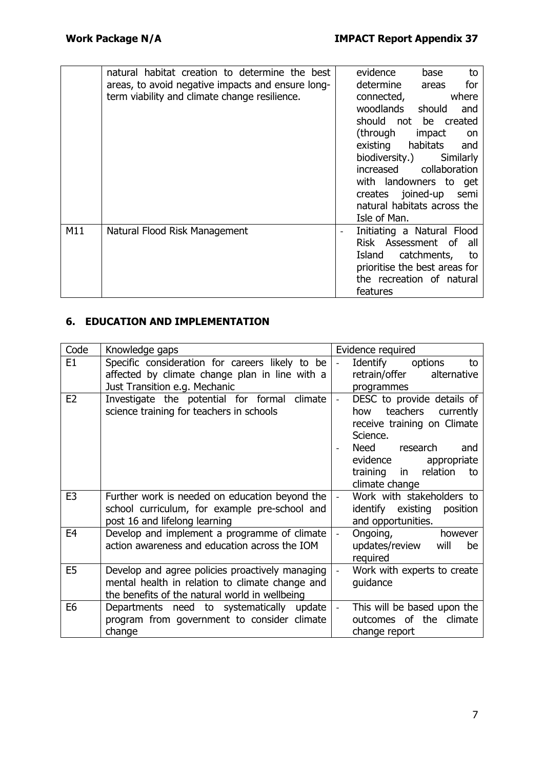|  | natural habitat creation to determine the best areas, to avoid negative impacts and ensure long-term viability and climate change resilience. | evidence base to determine areas for connected, where woodlands should and should not be created (through impact on existing habitats and biodiversity.) Similarly increased collaboration with landowners to get creates joined-up semi natural habitats across the Isle of Man. |
|---|---|---|
| M11 | Natural Flood Risk Management | - Initiating a Natural Flood Risk Assessment of all Island catchments, to prioritise the best areas for the recreation of natural features |

## 6. EDUCATION AND IMPLEMENTATION

| Code | Knowledge gaps | Evidence required |
|---|---|---|
| E1 | Specific consideration for careers likely to be affected by climate change plan in line with a Just Transition e.g. Mechanic | - Identify options to retrain/offer alternative programmes |
| E2 | Investigate the potential for formal climate science training for teachers in schools | - DESC to provide details of how teachers currently receive training on Climate Science.<br>- Need research and evidence appropriate training in relation to climate change |
| E3 | Further work is needed on education beyond the school curriculum, for example pre-school and post 16 and lifelong learning | - Work with stakeholders to identify existing position and opportunities. |
| E4 | Develop and implement a programme of climate action awareness and education across the IOM | - Ongoing, however updates/review will be required |
| E5 | Develop and agree policies proactively managing mental health in relation to climate change and the benefits of the natural world in wellbeing | - Work with experts to create guidance |
| E6 | Departments need to systematically update program from government to consider climate change | - This will be based upon the outcomes of the climate change report |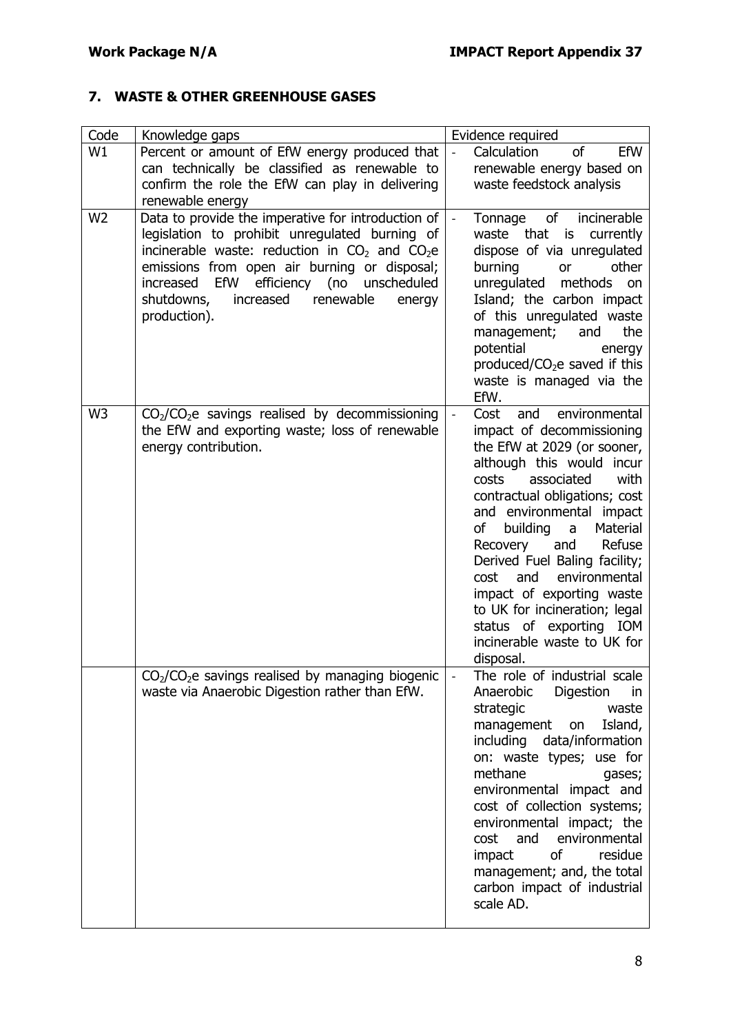## 7. WASTE & OTHER GREENHOUSE GASES

| Code | Knowledge gaps | Evidence required |
|---|---|---|
| W1 | Percent or amount of EfW energy produced that can technically be classified as renewable to confirm the role the EfW can play in delivering renewable energy | - Calculation of EfW renewable energy based on waste feedstock analysis |
| W2 | Data to provide the imperative for introduction of legislation to prohibit unregulated burning of incinerable waste: reduction in $CO_2$ and $CO_2$e emissions from open air burning or disposal; increased EfW efficiency (no unscheduled shutdowns, increased renewable energy production). | - Tonnage of incinerable waste that is currently dispose of via unregulated burning or other unregulated methods on Island; the carbon impact of this unregulated waste management; and the potential energy produced/$CO_2$e saved if this waste is managed via the EfW. |
| W3 | $CO_2$/$CO_2$e savings realised by decommissioning the EfW and exporting waste; loss of renewable energy contribution. | - Cost and environmental impact of decommissioning the EfW at 2029 (or sooner, although this would incur costs associated with contractual obligations; cost and environmental impact of building a Material Recovery and Refuse Derived Fuel Baling facility; cost and environmental impact of exporting waste to UK for incineration; legal status of exporting IOM incinerable waste to UK for disposal. |
| | $CO_2$/$CO_2$e savings realised by managing biogenic waste via Anaerobic Digestion rather than EfW. | - The role of industrial scale Anaerobic Digestion in strategic waste management on Island, including data/information on: waste types; use for methane gases; environmental impact and cost of collection systems; environmental impact; the cost and environmental impact of residue management; and, the total carbon impact of industrial scale AD. |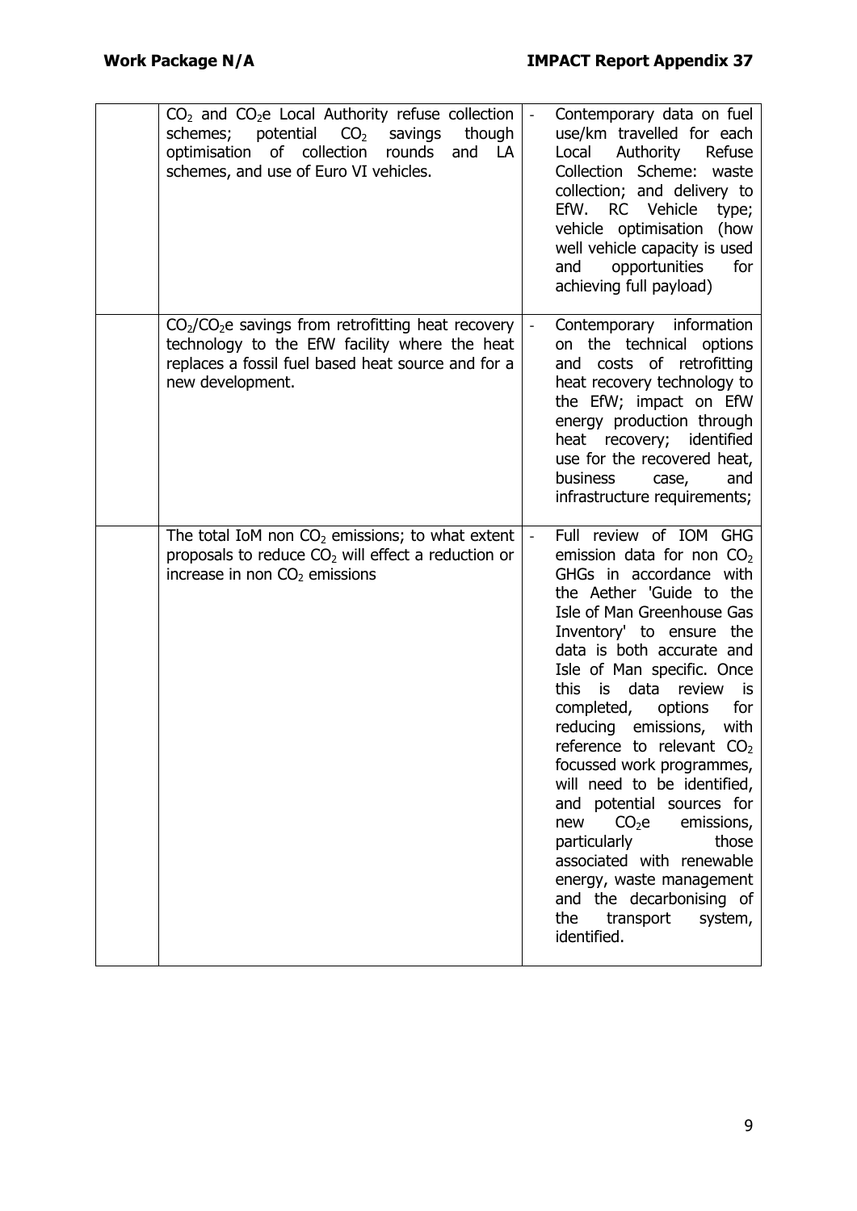|  |  |  |
|---|---|---|
|  | $CO_2$ and $CO_2$e Local Authority refuse collection schemes; potential $CO_2$ savings though optimisation of collection rounds and LA schemes, and use of Euro VI vehicles. | - Contemporary data on fuel use/km travelled for each Local Authority Refuse Collection Scheme: waste collection; and delivery to EfW. RC Vehicle type; vehicle optimisation (how well vehicle capacity is used and opportunities for achieving full payload) |
|  | $CO_2$/$CO_2$e savings from retrofitting heat recovery technology to the EfW facility where the heat replaces a fossil fuel based heat source and for a new development. | - Contemporary information on the technical options and costs of retrofitting heat recovery technology to the EfW; impact on EfW energy production through heat recovery; identified use for the recovered heat, business case, and infrastructure requirements; |
|  | The total IoM non $CO_2$ emissions; to what extent proposals to reduce $CO_2$ will effect a reduction or increase in non $CO_2$ emissions | - Full review of IOM GHG emission data for non $CO_2$ GHGs in accordance with the Aether 'Guide to the Isle of Man Greenhouse Gas Inventory' to ensure the data is both accurate and Isle of Man specific. Once this is data review is completed, options for reducing emissions, with reference to relevant $CO_2$ focussed work programmes, will need to be identified, and potential sources for new $CO_2$e emissions, particularly those associated with renewable energy, waste management and the decarbonising of the transport system, identified. |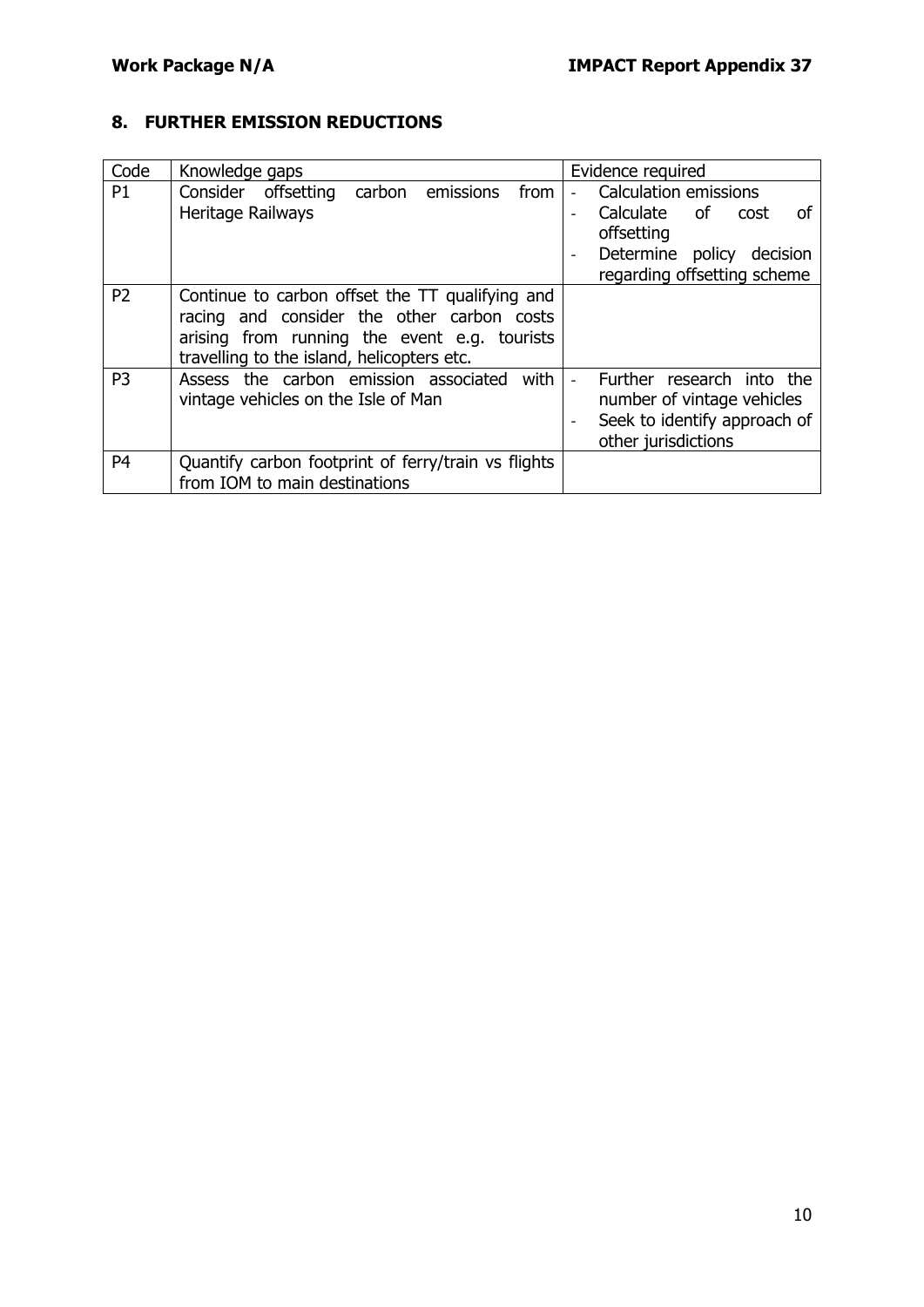## 8. FURTHER EMISSION REDUCTIONS

| Code | Knowledge gaps | Evidence required |
|---|---|---|
| P1 | Consider offsetting carbon emissions from Heritage Railways | - Calculation emissions<br>- Calculate of cost of offsetting<br>- Determine policy decision regarding offsetting scheme |
| P2 | Continue to carbon offset the TT qualifying and racing and consider the other carbon costs arising from running the event e.g. tourists travelling to the island, helicopters etc. | |
| P3 | Assess the carbon emission associated with vintage vehicles on the Isle of Man | - Further research into the number of vintage vehicles<br>- Seek to identify approach of other jurisdictions |
| P4 | Quantify carbon footprint of ferry/train vs flights from IOM to main destinations | |